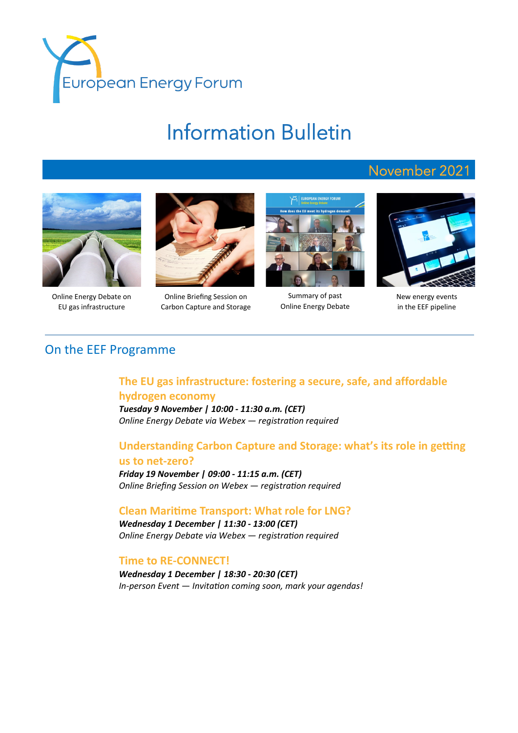European Energy Forum

# Information Bulletin

## November 2021

Online Energy Debate on EU gas infrastructure

Online Briefing Session on Carbon Capture and Storage

Summary of past Online Energy Debate

New energy events in the EEF pipeline

---

## On the EEF Programme

### The EU gas infrastructure: fostering a secure, safe, and affordable hydrogen economy

***Tuesday 9 November | 10:00 - 11:30 a.m. (CET)***
*Online Energy Debate via Webex — registration required*

### Understanding Carbon Capture and Storage: what's its role in getting us to net-zero?

***Friday 19 November | 09:00 - 11:15 a.m. (CET)***
*Online Briefing Session on Webex — registration required*

### Clean Maritime Transport: What role for LNG?

***Wednesday 1 December | 11:30 - 13:00 (CET)***
*Online Energy Debate via Webex — registration required*

### Time to RE-CONNECT!

***Wednesday 1 December | 18:30 - 20:30 (CET)***
*In-person Event — Invitation coming soon, mark your agendas!*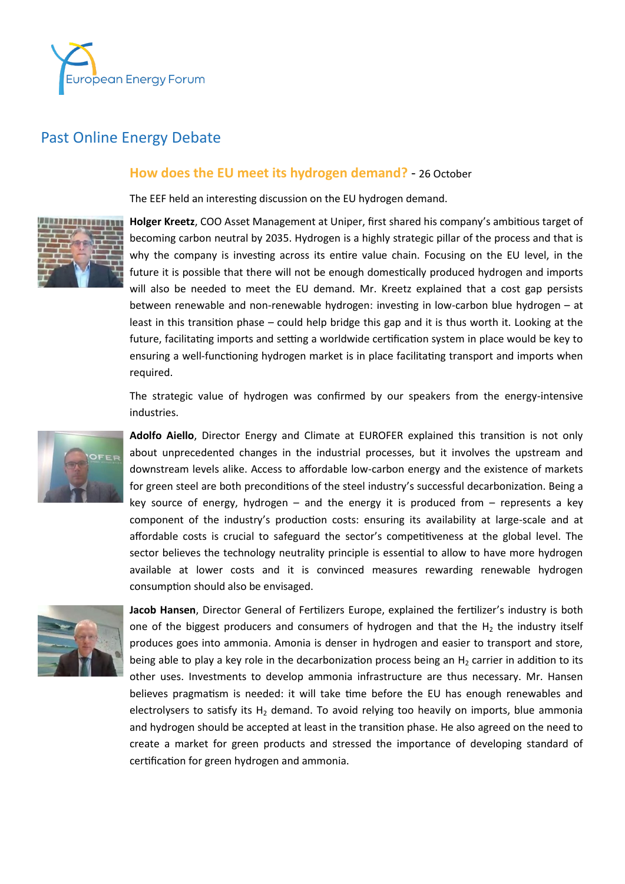# Past Online Energy Debate

## How does the EU meet its hydrogen demand? - 26 October

The EEF held an interesting discussion on the EU hydrogen demand.

**Holger Kreetz**, COO Asset Management at Uniper, first shared his company's ambitious target of becoming carbon neutral by 2035. Hydrogen is a highly strategic pillar of the process and that is why the company is investing across its entire value chain. Focusing on the EU level, in the future it is possible that there will not be enough domestically produced hydrogen and imports will also be needed to meet the EU demand. Mr. Kreetz explained that a cost gap persists between renewable and non-renewable hydrogen: investing in low-carbon blue hydrogen – at least in this transition phase – could help bridge this gap and it is thus worth it. Looking at the future, facilitating imports and setting a worldwide certification system in place would be key to ensuring a well-functioning hydrogen market is in place facilitating transport and imports when required.

The strategic value of hydrogen was confirmed by our speakers from the energy-intensive industries.

**Adolfo Aiello**, Director Energy and Climate at EUROFER explained this transition is not only about unprecedented changes in the industrial processes, but it involves the upstream and downstream levels alike. Access to affordable low-carbon energy and the existence of markets for green steel are both preconditions of the steel industry's successful decarbonization. Being a key source of energy, hydrogen – and the energy it is produced from – represents a key component of the industry's production costs: ensuring its availability at large-scale and at affordable costs is crucial to safeguard the sector's competitiveness at the global level. The sector believes the technology neutrality principle is essential to allow to have more hydrogen available at lower costs and it is convinced measures rewarding renewable hydrogen consumption should also be envisaged.

**Jacob Hansen**, Director General of Fertilizers Europe, explained the fertilizer's industry is both one of the biggest producers and consumers of hydrogen and that the $H_2$ the industry itself produces goes into ammonia. Amonia is denser in hydrogen and easier to transport and store, being able to play a key role in the decarbonization process being an $H_2$ carrier in addition to its other uses. Investments to develop ammonia infrastructure are thus necessary. Mr. Hansen believes pragmatism is needed: it will take time before the EU has enough renewables and electrolysers to satisfy its $H_2$ demand. To avoid relying too heavily on imports, blue ammonia and hydrogen should be accepted at least in the transition phase. He also agreed on the need to create a market for green products and stressed the importance of developing standard of certification for green hydrogen and ammonia.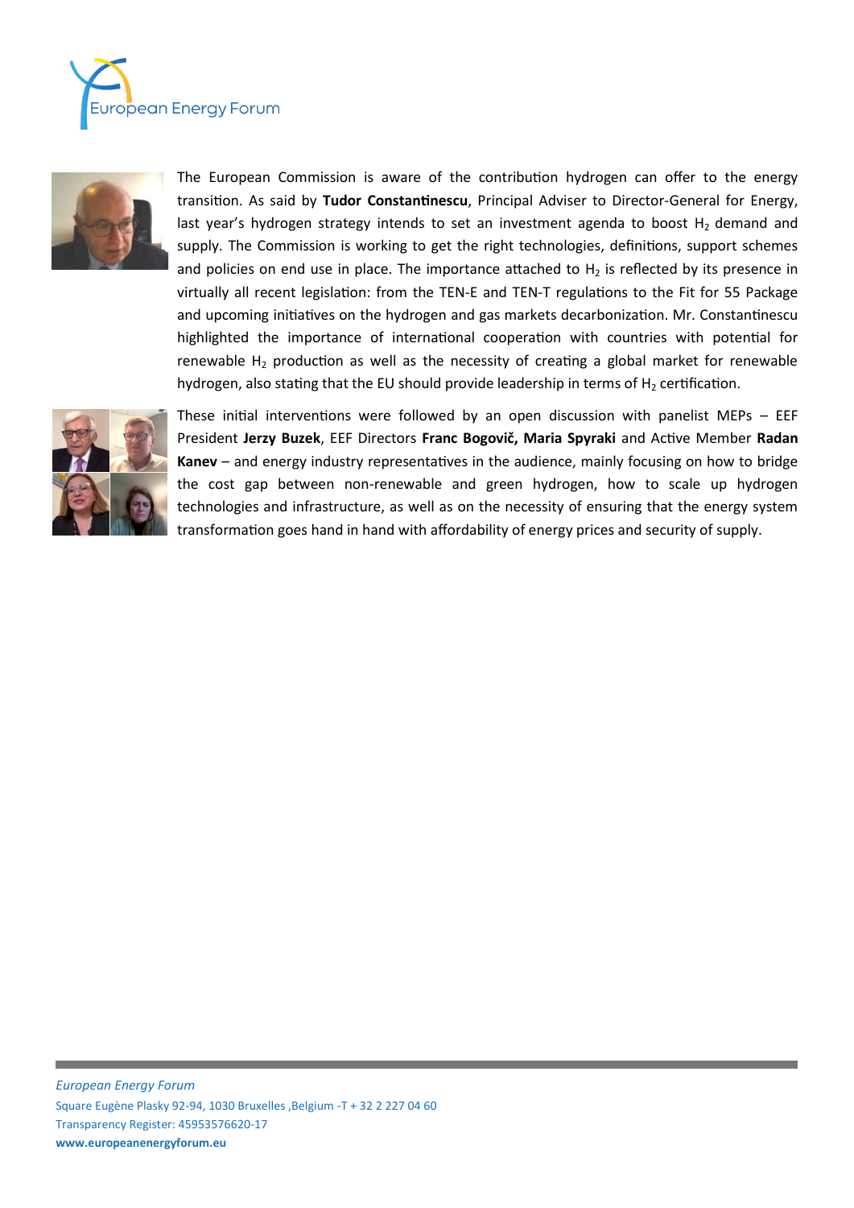The European Commission is aware of the contribution hydrogen can offer to the energy transition. As said by **Tudor Constantinescu**, Principal Adviser to Director-General for Energy, last year's hydrogen strategy intends to set an investment agenda to boost $H_2$ demand and supply. The Commission is working to get the right technologies, definitions, support schemes and policies on end use in place. The importance attached to $H_2$ is reflected by its presence in virtually all recent legislation: from the TEN-E and TEN-T regulations to the Fit for 55 Package and upcoming initiatives on the hydrogen and gas markets decarbonization. Mr. Constantinescu highlighted the importance of international cooperation with countries with potential for renewable $H_2$ production as well as the necessity of creating a global market for renewable hydrogen, also stating that the EU should provide leadership in terms of $H_2$ certification.

These initial interventions were followed by an open discussion with panelist MEPs – EEF President **Jerzy Buzek**, EEF Directors **Franc Bogovič, Maria Spyraki** and Active Member **Radan Kanev** – and energy industry representatives in the audience, mainly focusing on how to bridge the cost gap between non-renewable and green hydrogen, how to scale up hydrogen technologies and infrastructure, as well as on the necessity of ensuring that the energy system transformation goes hand in hand with affordability of energy prices and security of supply.